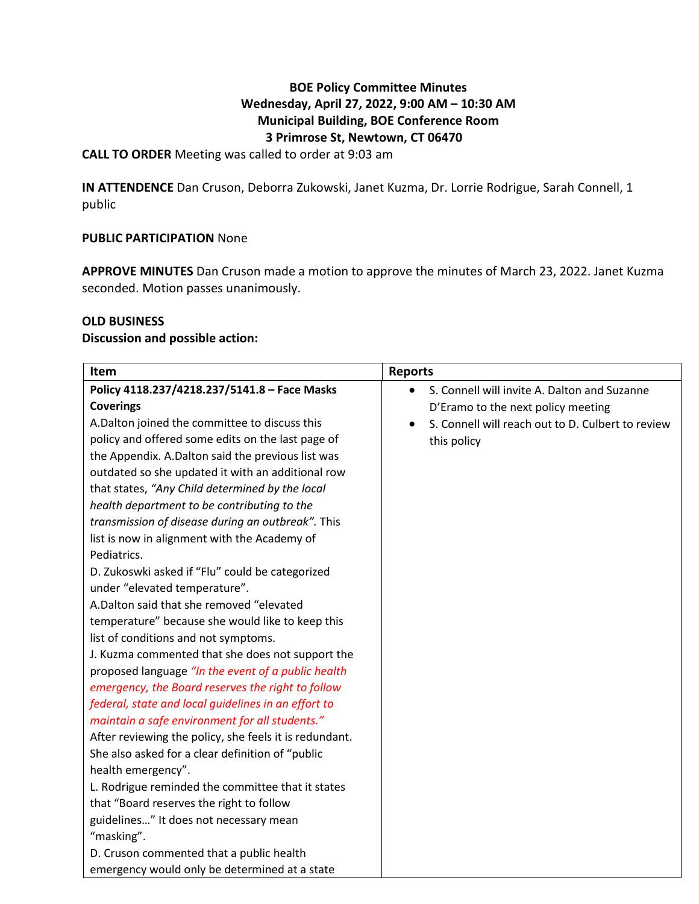**BOE Policy Committee Minutes**
**Wednesday, April 27, 2022, 9:00 AM – 10:30 AM**
**Municipal Building, BOE Conference Room**
**3 Primrose St, Newtown, CT 06470**

**CALL TO ORDER** Meeting was called to order at 9:03 am

**IN ATTENDENCE** Dan Cruson, Deborra Zukowski, Janet Kuzma, Dr. Lorrie Rodrigue, Sarah Connell, 1 public

**PUBLIC PARTICIPATION** None

**APPROVE MINUTES** Dan Cruson made a motion to approve the minutes of March 23, 2022. Janet Kuzma seconded. Motion passes unanimously.

**OLD BUSINESS**
**Discussion and possible action:**

| Item | Reports |
| --- | --- |
| **Policy 4118.237/4218.237/5141.8 – Face Masks Coverings**<br>A.Dalton joined the committee to discuss this policy and offered some edits on the last page of the Appendix. A.Dalton said the previous list was outdated so she updated it with an additional row that states, *"Any Child determined by the local health department to be contributing to the transmission of disease during an outbreak"*. This list is now in alignment with the Academy of Pediatrics.<br>D. Zukoswki asked if "Flu" could be categorized under "elevated temperature".<br>A.Dalton said that she removed "elevated temperature" because she would like to keep this list of conditions and not symptoms.<br>J. Kuzma commented that she does not support the proposed language *"In the event of a public health emergency, the Board reserves the right to follow federal, state and local guidelines in an effort to maintain a safe environment for all students."* After reviewing the policy, she feels it is redundant. She also asked for a clear definition of "public health emergency".<br>L. Rodrigue reminded the committee that it states that "Board reserves the right to follow guidelines…" It does not necessary mean "masking".<br>D. Cruson commented that a public health emergency would only be determined at a state | • S. Connell will invite A. Dalton and Suzanne D'Eramo to the next policy meeting<br>• S. Connell will reach out to D. Culbert to review this policy |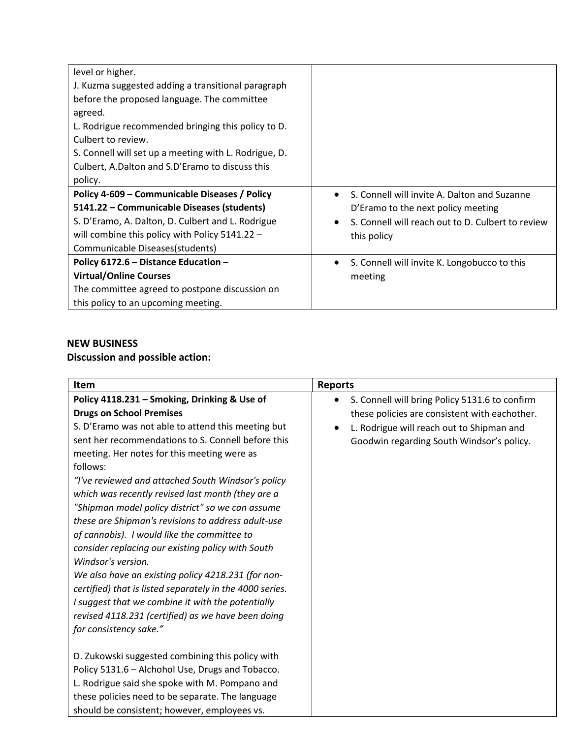| | |
|---|---|
| level or higher.<br>J. Kuzma suggested adding a transitional paragraph before the proposed language. The committee agreed.<br>L. Rodrigue recommended bringing this policy to D. Culbert to review.<br>S. Connell will set up a meeting with L. Rodrigue, D. Culbert, A.Dalton and S.D'Eramo to discuss this policy. | |
| **Policy 4-609 – Communicable Diseases / Policy 5141.22 – Communicable Diseases (students)**<br>S. D'Eramo, A. Dalton, D. Culbert and L. Rodrigue will combine this policy with Policy 5141.22 – Communicable Diseases(students) | • S. Connell will invite A. Dalton and Suzanne D'Eramo to the next policy meeting<br>• S. Connell will reach out to D. Culbert to review this policy |
| **Policy 6172.6 – Distance Education – Virtual/Online Courses**<br>The committee agreed to postpone discussion on this policy to an upcoming meeting. | • S. Connell will invite K. Longobucco to this meeting |

**NEW BUSINESS**
**Discussion and possible action:**

| Item | Reports |
|---|---|
| **Policy 4118.231 – Smoking, Drinking & Use of Drugs on School Premises**<br>S. D'Eramo was not able to attend this meeting but sent her recommendations to S. Connell before this meeting. Her notes for this meeting were as follows:<br>*"I've reviewed and attached South Windsor's policy which was recently revised last month (they are a "Shipman model policy district" so we can assume these are Shipman's revisions to address adult-use of cannabis). I would like the committee to consider replacing our existing policy with South Windsor's version.*<br>*We also have an existing policy 4218.231 (for non-certified) that is listed separately in the 4000 series. I suggest that we combine it with the potentially revised 4118.231 (certified) as we have been doing for consistency sake."*<br><br>D. Zukowski suggested combining this policy with Policy 5131.6 – Alchohol Use, Drugs and Tobacco.<br>L. Rodrigue said she spoke with M. Pompano and these policies need to be separate. The language should be consistent; however, employees vs. | • S. Connell will bring Policy 5131.6 to confirm these policies are consistent with eachother.<br>• L. Rodrigue will reach out to Shipman and Goodwin regarding South Windsor's policy. |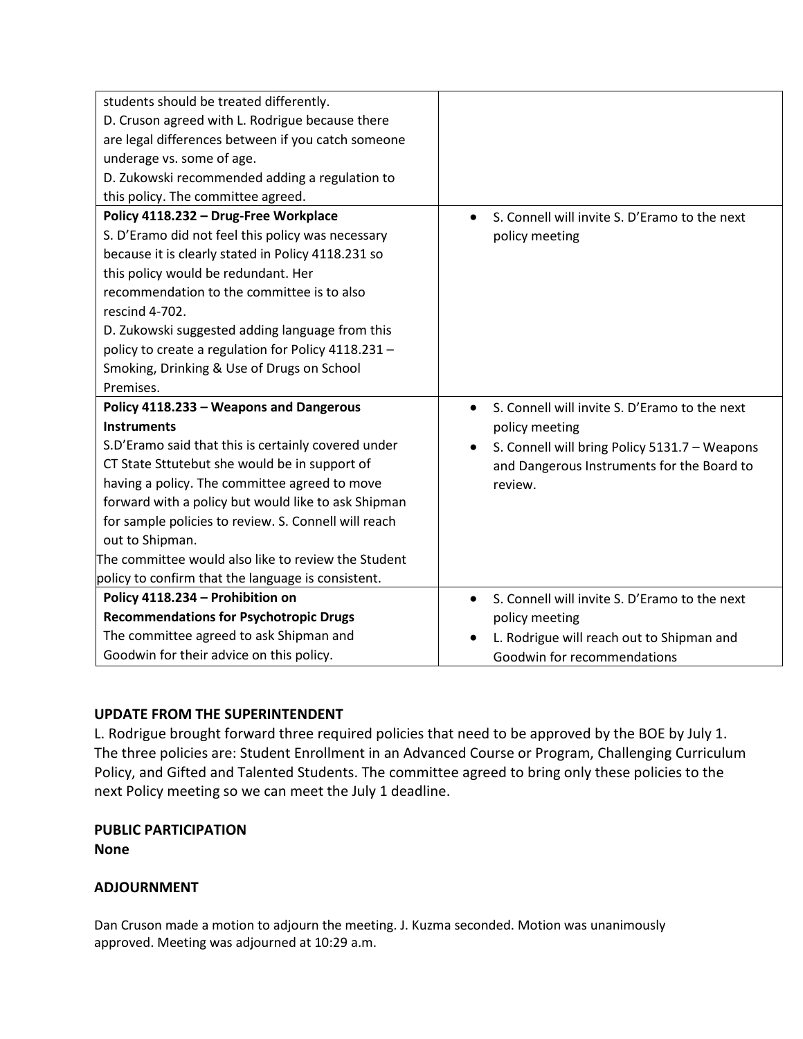| | |
|---|---|
| students should be treated differently.<br>D. Cruson agreed with L. Rodrigue because there are legal differences between if you catch someone underage vs. some of age.<br>D. Zukowski recommended adding a regulation to this policy. The committee agreed. | |
| **Policy 4118.232 – Drug-Free Workplace**<br>S. D'Eramo did not feel this policy was necessary because it is clearly stated in Policy 4118.231 so this policy would be redundant. Her recommendation to the committee is to also rescind 4-702.<br>D. Zukowski suggested adding language from this policy to create a regulation for Policy 4118.231 – Smoking, Drinking & Use of Drugs on School Premises. | • S. Connell will invite S. D'Eramo to the next policy meeting |
| **Policy 4118.233 – Weapons and Dangerous Instruments**<br>S.D'Eramo said that this is certainly covered under CT State Sttutebut she would be in support of having a policy. The committee agreed to move forward with a policy but would like to ask Shipman for sample policies to review. S. Connell will reach out to Shipman.<br>The committee would also like to review the Student policy to confirm that the language is consistent. | • S. Connell will invite S. D'Eramo to the next policy meeting<br>• S. Connell will bring Policy 5131.7 – Weapons and Dangerous Instruments for the Board to review. |
| **Policy 4118.234 – Prohibition on Recommendations for Psychotropic Drugs**<br>The committee agreed to ask Shipman and Goodwin for their advice on this policy. | • S. Connell will invite S. D'Eramo to the next policy meeting<br>• L. Rodrigue will reach out to Shipman and Goodwin for recommendations |

**UPDATE FROM THE SUPERINTENDENT**

L. Rodrigue brought forward three required policies that need to be approved by the BOE by July 1. The three policies are: Student Enrollment in an Advanced Course or Program, Challenging Curriculum Policy, and Gifted and Talented Students. The committee agreed to bring only these policies to the next Policy meeting so we can meet the July 1 deadline.

**PUBLIC PARTICIPATION**

**None**

**ADJOURNMENT**

Dan Cruson made a motion to adjourn the meeting. J. Kuzma seconded. Motion was unanimously approved. Meeting was adjourned at 10:29 a.m.